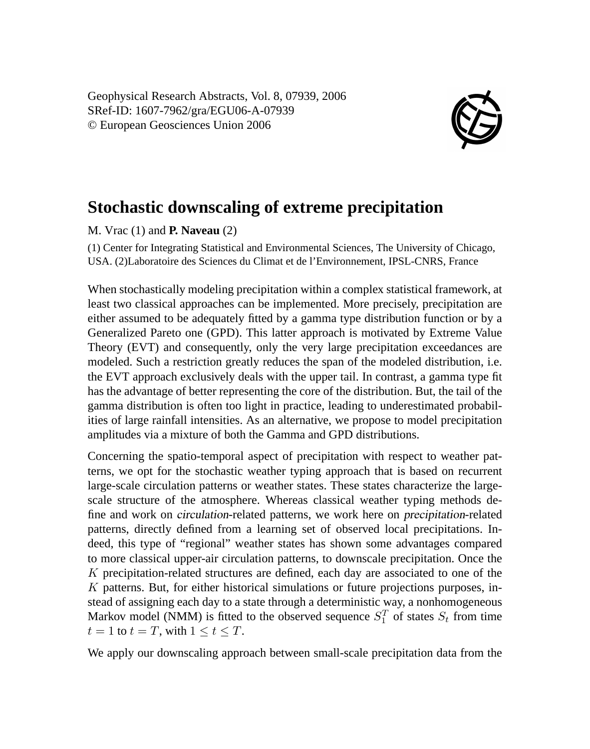Geophysical Research Abstracts, Vol. 8, 07939, 2006
SRef-ID: 1607-7962/gra/EGU06-A-07939
© European Geosciences Union 2006

# Stochastic downscaling of extreme precipitation

M. Vrac (1) and **P. Naveau** (2)

(1) Center for Integrating Statistical and Environmental Sciences, The University of Chicago, USA. (2)Laboratoire des Sciences du Climat et de l'Environnement, IPSL-CNRS, France

When stochastically modeling precipitation within a complex statistical framework, at least two classical approaches can be implemented. More precisely, precipitation are either assumed to be adequately fitted by a gamma type distribution function or by a Generalized Pareto one (GPD). This latter approach is motivated by Extreme Value Theory (EVT) and consequently, only the very large precipitation exceedances are modeled. Such a restriction greatly reduces the span of the modeled distribution, i.e. the EVT approach exclusively deals with the upper tail. In contrast, a gamma type fit has the advantage of better representing the core of the distribution. But, the tail of the gamma distribution is often too light in practice, leading to underestimated probabilities of large rainfall intensities. As an alternative, we propose to model precipitation amplitudes via a mixture of both the Gamma and GPD distributions.

Concerning the spatio-temporal aspect of precipitation with respect to weather patterns, we opt for the stochastic weather typing approach that is based on recurrent large-scale circulation patterns or weather states. These states characterize the large-scale structure of the atmosphere. Whereas classical weather typing methods define and work on *circulation*-related patterns, we work here on *precipitation*-related patterns, directly defined from a learning set of observed local precipitations. Indeed, this type of "regional" weather states has shown some advantages compared to more classical upper-air circulation patterns, to downscale precipitation. Once the $K$ precipitation-related structures are defined, each day are associated to one of the $K$ patterns. But, for either historical simulations or future projections purposes, instead of assigning each day to a state through a deterministic way, a nonhomogeneous Markov model (NMM) is fitted to the observed sequence $S_1^T$ of states $S_t$ from time $t = 1$ to $t = T$, with $1 \leq t \leq T$.

We apply our downscaling approach between small-scale precipitation data from the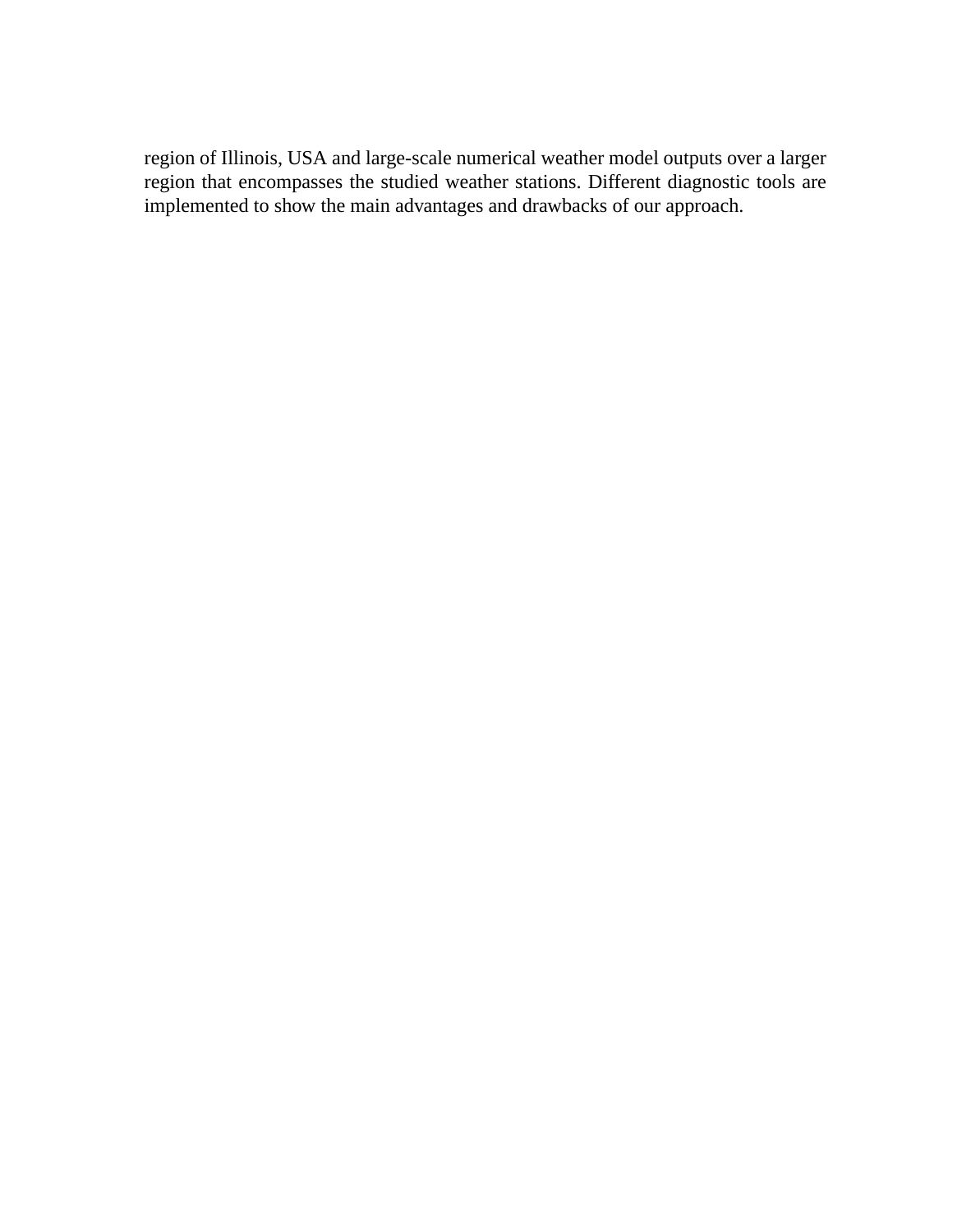region of Illinois, USA and large-scale numerical weather model outputs over a larger region that encompasses the studied weather stations. Different diagnostic tools are implemented to show the main advantages and drawbacks of our approach.